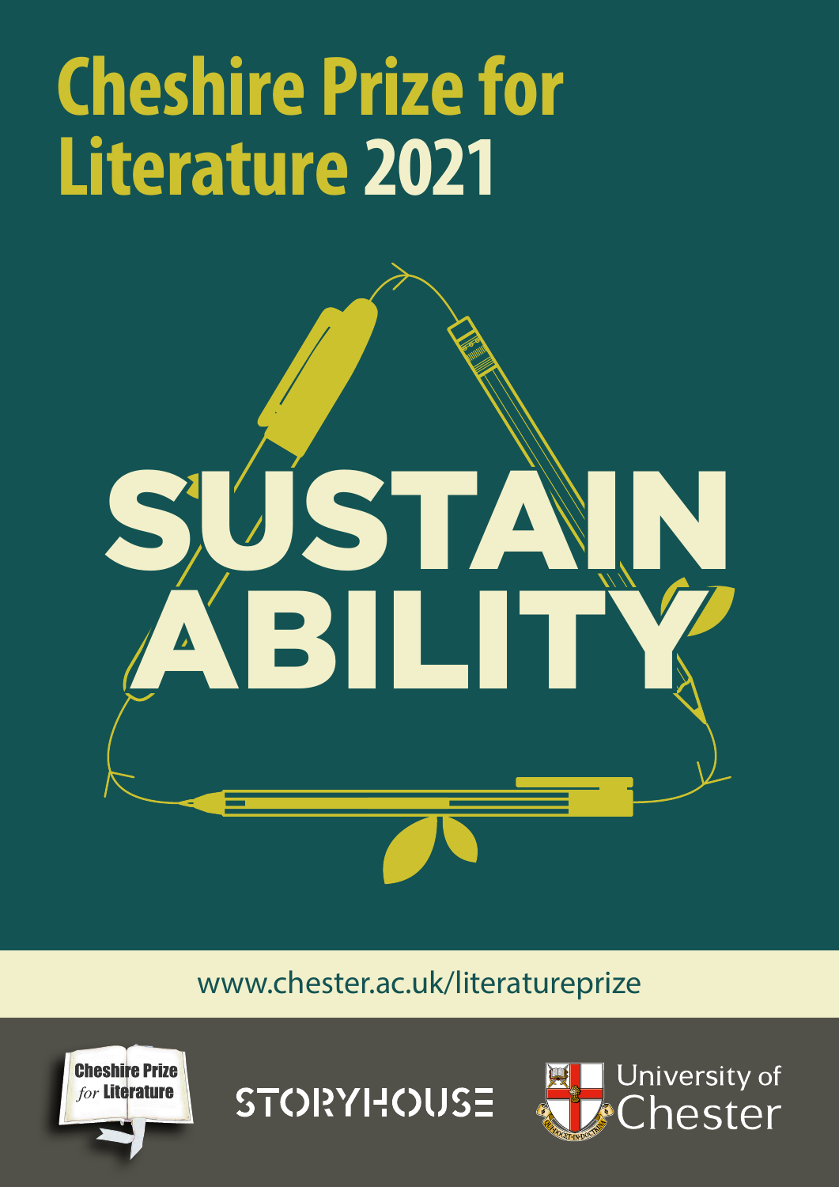# Cheshire Prize for Literature 2021

## SUSTAIN ABILITY

www.chester.ac.uk/literatureprize

Cheshire Prize *for* Literature

STORYHOUSE

University of Chester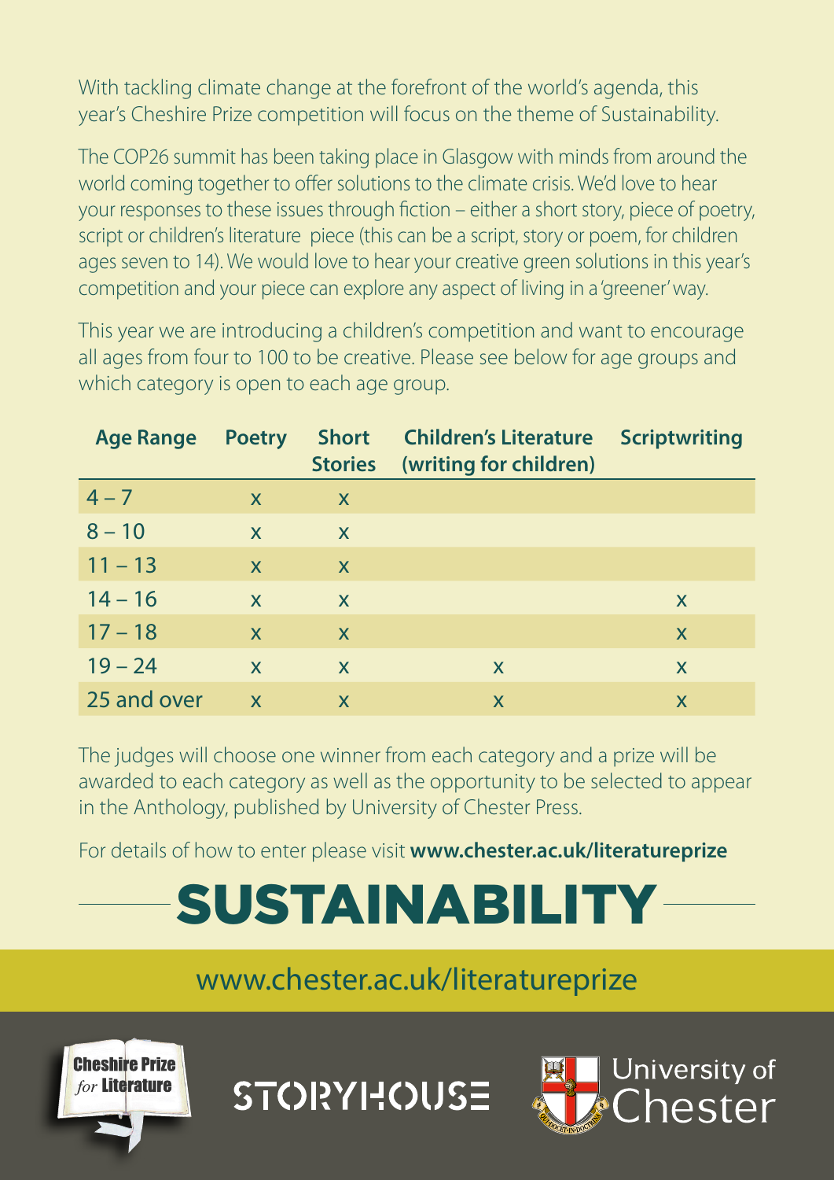With tackling climate change at the forefront of the world's agenda, this year's Cheshire Prize competition will focus on the theme of Sustainability.

The COP26 summit has been taking place in Glasgow with minds from around the world coming together to offer solutions to the climate crisis. We'd love to hear your responses to these issues through fiction – either a short story, piece of poetry, script or children's literature piece (this can be a script, story or poem, for children ages seven to 14). We would love to hear your creative green solutions in this year's competition and your piece can explore any aspect of living in a 'greener' way.

This year we are introducing a children's competition and want to encourage all ages from four to 100 to be creative. Please see below for age groups and which category is open to each age group.

| Age Range | Poetry | Short Stories | Children's Literature (writing for children) | Scriptwriting |
| --- | --- | --- | --- | --- |
| 4 – 7 | x | x | | |
| 8 – 10 | x | x | | |
| 11 – 13 | x | x | | |
| 14 – 16 | x | x | | x |
| 17 – 18 | x | x | | x |
| 19 – 24 | x | x | x | x |
| 25 and over | x | x | x | x |

The judges will choose one winner from each category and a prize will be awarded to each category as well as the opportunity to be selected to appear in the Anthology, published by University of Chester Press.

For details of how to enter please visit **www.chester.ac.uk/literatureprize**

# SUSTAINABILITY

www.chester.ac.uk/literatureprize

Cheshire Prize *for* Literature

STORYHOUSE

University of Chester